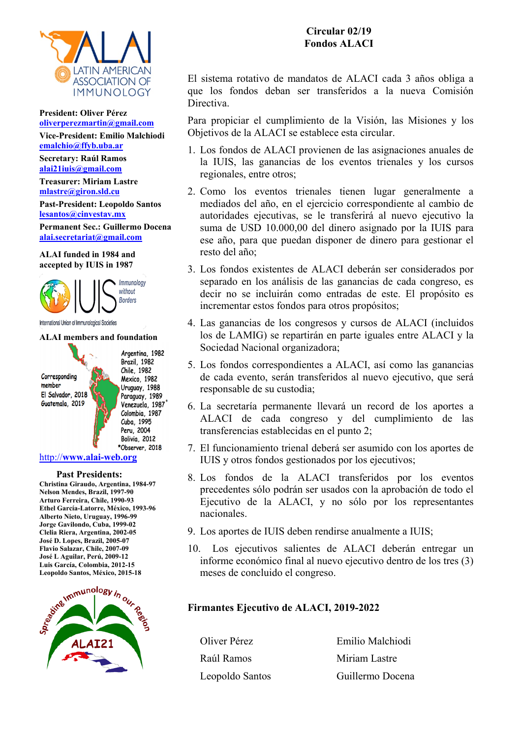LATIN AMERICAN ASSOCIATION OF IMMUNOLOGY

**President: Oliver Pérez**
oliverperezmartin@gmail.com

**Vice-President: Emilio Malchiodi**
emalchio@ffyb.uba.ar

**Secretary: Raúl Ramos**
alai21iuis@gmail.com

**Treasurer: Miriam Lastre**
mlastre@giron.sld.cu

**Past-President: Leopoldo Santos**
lesantos@cinvestav.mx

**Permanent Sec.: Guillermo Docena**
alai.secretariat@gmail.com

**ALAI funded in 1984 and accepted by IUIS in 1987**

IUIS Immunology without Borders
International Union of Immunological Societies

**ALAI members and foundation**

Argentina, 1982
Brazil, 1982
Chile, 1982
Mexico, 1982
Uruguay, 1988
Paraguay, 1989
Venezuela, 1987*
Colombia, 1987
Cuba, 1995
Peru, 2004
Bolivia, 2012
*Observer, 2018

Corresponding member
El Salvador, 2018
Guatemala, 2019

http://www.alai-web.org

**Past Presidents:**

**Christina Giraudo, Argentina, 1984-97**
**Nelson Mendes, Brazil, 1997-90**
**Arturo Ferreira, Chile, 1990-93**
**Ethel García-Latorre, México, 1993-96**
**Alberto Nieto, Uruguay, 1996-99**
**Jorge Gavilondo, Cuba, 1999-02**
**Clelia Riera, Argentina, 2002-05**
**José D. Lopes, Brazil, 2005-07**
**Flavio Salazar, Chile, 2007-09**
**José L Aguilar, Perú, 2009-12**
**Luis García, Colombia, 2012-15**
**Leopoldo Santos, México, 2015-18**

Spreading Immunology in our Region
ALAI21

**Circular 02/19**
**Fondos ALACI**

El sistema rotativo de mandatos de ALACI cada 3 años obliga a que los fondos deban ser transferidos a la nueva Comisión Directiva.

Para propiciar el cumplimiento de la Visión, las Misiones y los Objetivos de la ALACI se establece esta circular.

1. Los fondos de ALACI provienen de las asignaciones anuales de la IUIS, las ganancias de los eventos trienales y los cursos regionales, entre otros;
2. Como los eventos trienales tienen lugar generalmente a mediados del año, en el ejercicio correspondiente al cambio de autoridades ejecutivas, se le transferirá al nuevo ejecutivo la suma de USD 10.000,00 del dinero asignado por la IUIS para ese año, para que puedan disponer de dinero para gestionar el resto del año;
3. Los fondos existentes de ALACI deberán ser considerados por separado en los análisis de las ganancias de cada congreso, es decir no se incluirán como entradas de este. El propósito es incrementar estos fondos para otros propósitos;
4. Las ganancias de los congresos y cursos de ALACI (incluidos los de LAMIG) se repartirán en parte iguales entre ALACI y la Sociedad Nacional organizadora;
5. Los fondos correspondientes a ALACI, así como las ganancias de cada evento, serán transferidos al nuevo ejecutivo, que será responsable de su custodia;
6. La secretaría permanente llevará un record de los aportes a ALACI de cada congreso y del cumplimiento de las transferencias establecidas en el punto 2;
7. El funcionamiento trienal deberá ser asumido con los aportes de IUIS y otros fondos gestionados por los ejecutivos;
8. Los fondos de la ALACI transferidos por los eventos precedentes sólo podrán ser usados con la aprobación de todo el Ejecutivo de la ALACI, y no sólo por los representantes nacionales.
9. Los aportes de IUIS deben rendirse anualmente a IUIS;
10. Los ejecutivos salientes de ALACI deberán entregar un informe económico final al nuevo ejecutivo dentro de los tres (3) meses de concluido el congreso.

**Firmantes Ejecutivo de ALACI, 2019-2022**

| | |
|---|---|
| Oliver Pérez | Emilio Malchiodi |
| Raúl Ramos | Miriam Lastre |
| Leopoldo Santos | Guillermo Docena |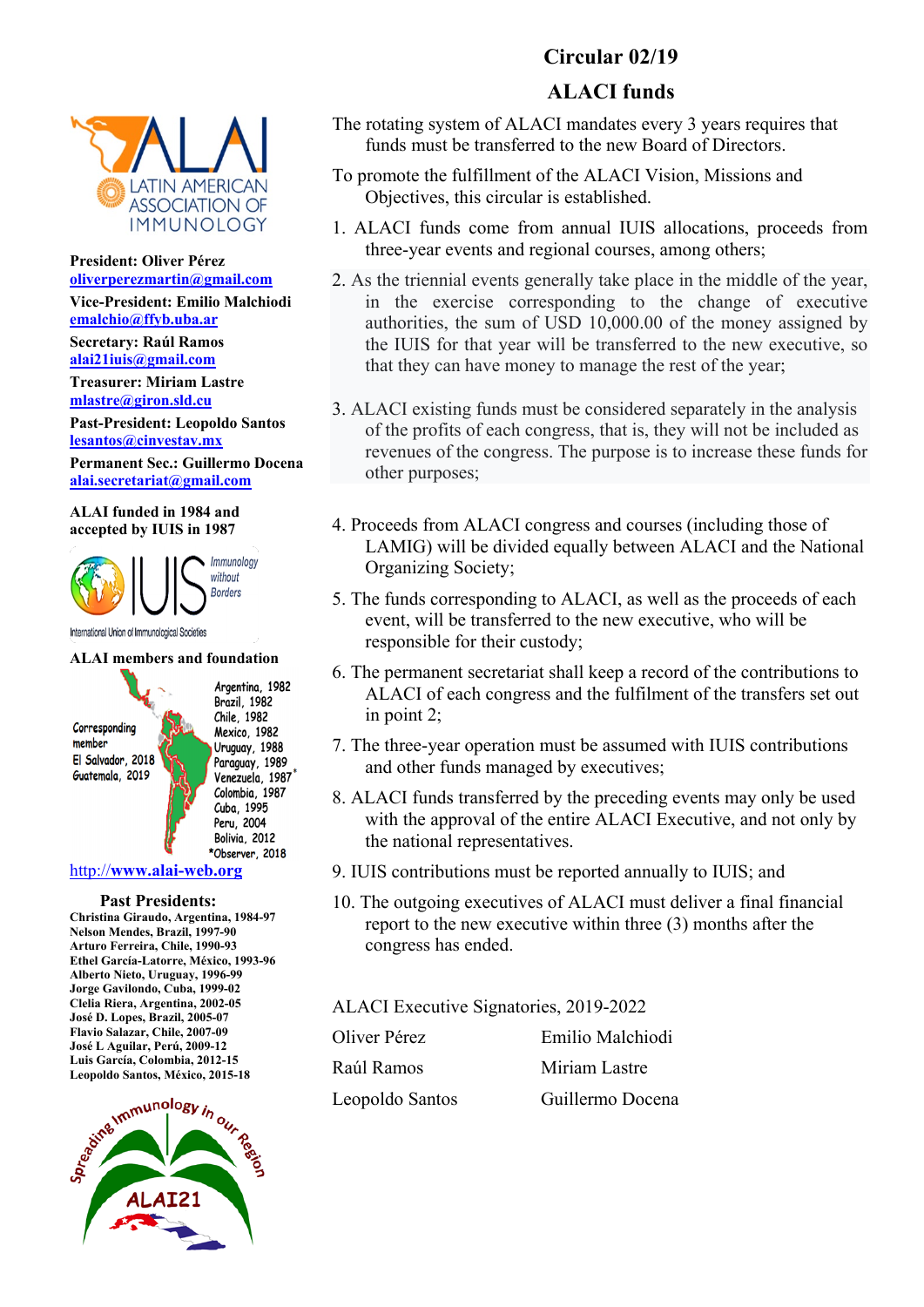# Circular 02/19

## ALACI funds

The rotating system of ALACI mandates every 3 years requires that funds must be transferred to the new Board of Directors.

To promote the fulfillment of the ALACI Vision, Missions and Objectives, this circular is established.

1. ALACI funds come from annual IUIS allocations, proceeds from three-year events and regional courses, among others;
2. As the triennial events generally take place in the middle of the year, in the exercise corresponding to the change of executive authorities, the sum of USD 10,000.00 of the money assigned by the IUIS for that year will be transferred to the new executive, so that they can have money to manage the rest of the year;
3. ALACI existing funds must be considered separately in the analysis of the profits of each congress, that is, they will not be included as revenues of the congress. The purpose is to increase these funds for other purposes;
4. Proceeds from ALACI congress and courses (including those of LAMIG) will be divided equally between ALACI and the National Organizing Society;
5. The funds corresponding to ALACI, as well as the proceeds of each event, will be transferred to the new executive, who will be responsible for their custody;
6. The permanent secretariat shall keep a record of the contributions to ALACI of each congress and the fulfilment of the transfers set out in point 2;
7. The three-year operation must be assumed with IUIS contributions and other funds managed by executives;
8. ALACI funds transferred by the preceding events may only be used with the approval of the entire ALACI Executive, and not only by the national representatives.
9. IUIS contributions must be reported annually to IUIS; and
10. The outgoing executives of ALACI must deliver a final financial report to the new executive within three (3) months after the congress has ended.

ALACI Executive Signatories, 2019-2022

| | |
|---|---|
| Oliver Pérez | Emilio Malchiodi |
| Raúl Ramos | Miriam Lastre |
| Leopoldo Santos | Guillermo Docena |

---

LATIN AMERICAN ASSOCIATION OF IMMUNOLOGY

**President: Oliver Pérez**
oliverperezmartin@gmail.com

**Vice-President: Emilio Malchiodi**
emalchio@ffyb.uba.ar

**Secretary: Raúl Ramos**
alai21iuis@gmail.com

**Treasurer: Miriam Lastre**
mlastre@giron.sld.cu

**Past-President: Leopoldo Santos**
lesantos@cinvestav.mx

**Permanent Sec.: Guillermo Docena**
alai.secretariat@gmail.com

**ALAI funded in 1984 and accepted by IUIS in 1987**

IUIS Immunology without Borders
International Union of Immunological Societies

**ALAI members and foundation**

Argentina, 1982
Brazil, 1982
Chile, 1982
Mexico, 1982
Uruguay, 1988
Paraguay, 1989
Venezuela, 1987*
Colombia, 1987
Cuba, 1995
Peru, 2004
Bolivia, 2012
*Observer, 2018

Corresponding member
El Salvador, 2018
Guatemala, 2019

http://www.alai-web.org

**Past Presidents:**

**Christina Giraudo, Argentina, 1984-97**
**Nelson Mendes, Brazil, 1997-90**
**Arturo Ferreira, Chile, 1990-93**
**Ethel García-Latorre, México, 1993-96**
**Alberto Nieto, Uruguay, 1996-99**
**Jorge Gavilondo, Cuba, 1999-02**
**Clelia Riera, Argentina, 2002-05**
**José D. Lopes, Brazil, 2005-07**
**Flavio Salazar, Chile, 2007-09**
**José L Aguilar, Perú, 2009-12**
**Luis García, Colombia, 2012-15**
**Leopoldo Santos, México, 2015-18**

Spreading Immunology in our Region
ALAI21